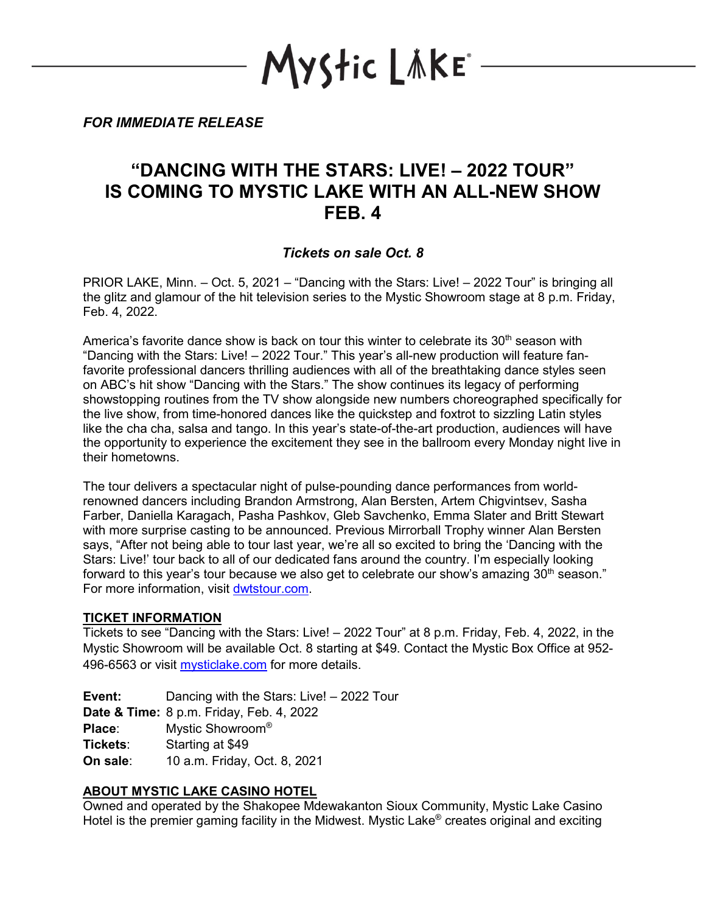Mystic Lake

*FOR IMMEDIATE RELEASE*

# "DANCING WITH THE STARS: LIVE! – 2022 TOUR" IS COMING TO MYSTIC LAKE WITH AN ALL-NEW SHOW FEB. 4

### *Tickets on sale Oct. 8*

PRIOR LAKE, Minn. – Oct. 5, 2021 – "Dancing with the Stars: Live! – 2022 Tour" is bringing all the glitz and glamour of the hit television series to the Mystic Showroom stage at 8 p.m. Friday, Feb. 4, 2022.

America's favorite dance show is back on tour this winter to celebrate its 30th season with "Dancing with the Stars: Live! – 2022 Tour." This year's all-new production will feature fan-favorite professional dancers thrilling audiences with all of the breathtaking dance styles seen on ABC's hit show "Dancing with the Stars." The show continues its legacy of performing showstopping routines from the TV show alongside new numbers choreographed specifically for the live show, from time-honored dances like the quickstep and foxtrot to sizzling Latin styles like the cha cha, salsa and tango. In this year's state-of-the-art production, audiences will have the opportunity to experience the excitement they see in the ballroom every Monday night live in their hometowns.

The tour delivers a spectacular night of pulse-pounding dance performances from world-renowned dancers including Brandon Armstrong, Alan Bersten, Artem Chigvintsev, Sasha Farber, Daniella Karagach, Pasha Pashkov, Gleb Savchenko, Emma Slater and Britt Stewart with more surprise casting to be announced. Previous Mirrorball Trophy winner Alan Bersten says, "After not being able to tour last year, we're all so excited to bring the 'Dancing with the Stars: Live!' tour back to all of our dedicated fans around the country. I'm especially looking forward to this year's tour because we also get to celebrate our show's amazing 30th season." For more information, visit [dwtstour.com](dwtstour.com).

**TICKET INFORMATION**

Tickets to see "Dancing with the Stars: Live! – 2022 Tour" at 8 p.m. Friday, Feb. 4, 2022, in the Mystic Showroom will be available Oct. 8 starting at $49. Contact the Mystic Box Office at 952-496-6563 or visit [mysticlake.com](mysticlake.com) for more details.

**Event:** Dancing with the Stars: Live! – 2022 Tour
**Date & Time:** 8 p.m. Friday, Feb. 4, 2022
**Place**: Mystic Showroom®
**Tickets**: Starting at $49
**On sale**: 10 a.m. Friday, Oct. 8, 2021

**ABOUT MYSTIC LAKE CASINO HOTEL**

Owned and operated by the Shakopee Mdewakanton Sioux Community, Mystic Lake Casino Hotel is the premier gaming facility in the Midwest. Mystic Lake® creates original and exciting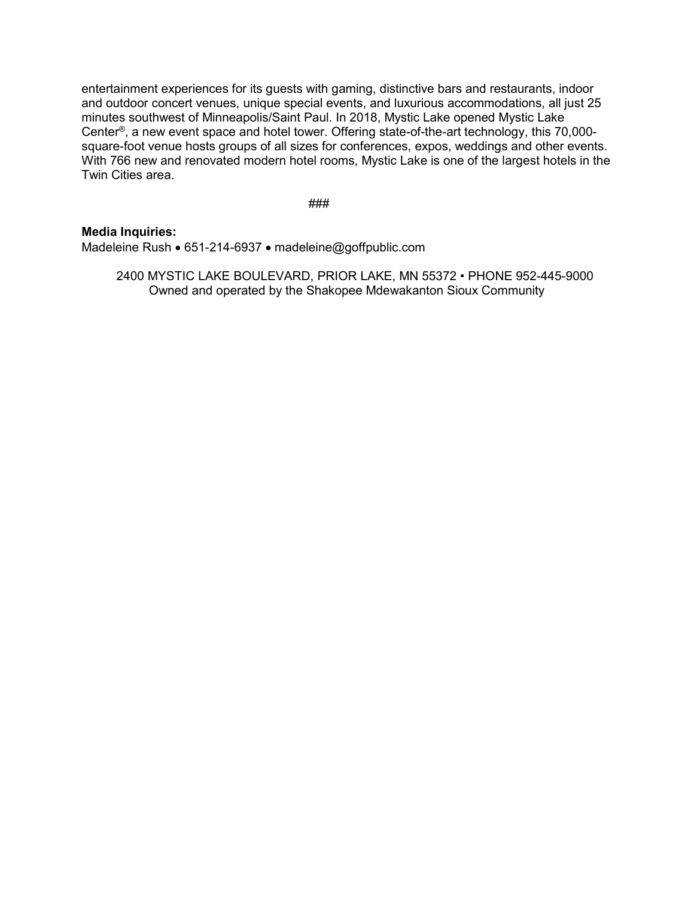entertainment experiences for its guests with gaming, distinctive bars and restaurants, indoor and outdoor concert venues, unique special events, and luxurious accommodations, all just 25 minutes southwest of Minneapolis/Saint Paul. In 2018, Mystic Lake opened Mystic Lake Center®, a new event space and hotel tower. Offering state-of-the-art technology, this 70,000-square-foot venue hosts groups of all sizes for conferences, expos, weddings and other events. With 766 new and renovated modern hotel rooms, Mystic Lake is one of the largest hotels in the Twin Cities area.

###

**Media Inquiries:**
Madeleine Rush • 651-214-6937 • madeleine@goffpublic.com

2400 MYSTIC LAKE BOULEVARD, PRIOR LAKE, MN 55372 • PHONE 952-445-9000
Owned and operated by the Shakopee Mdewakanton Sioux Community